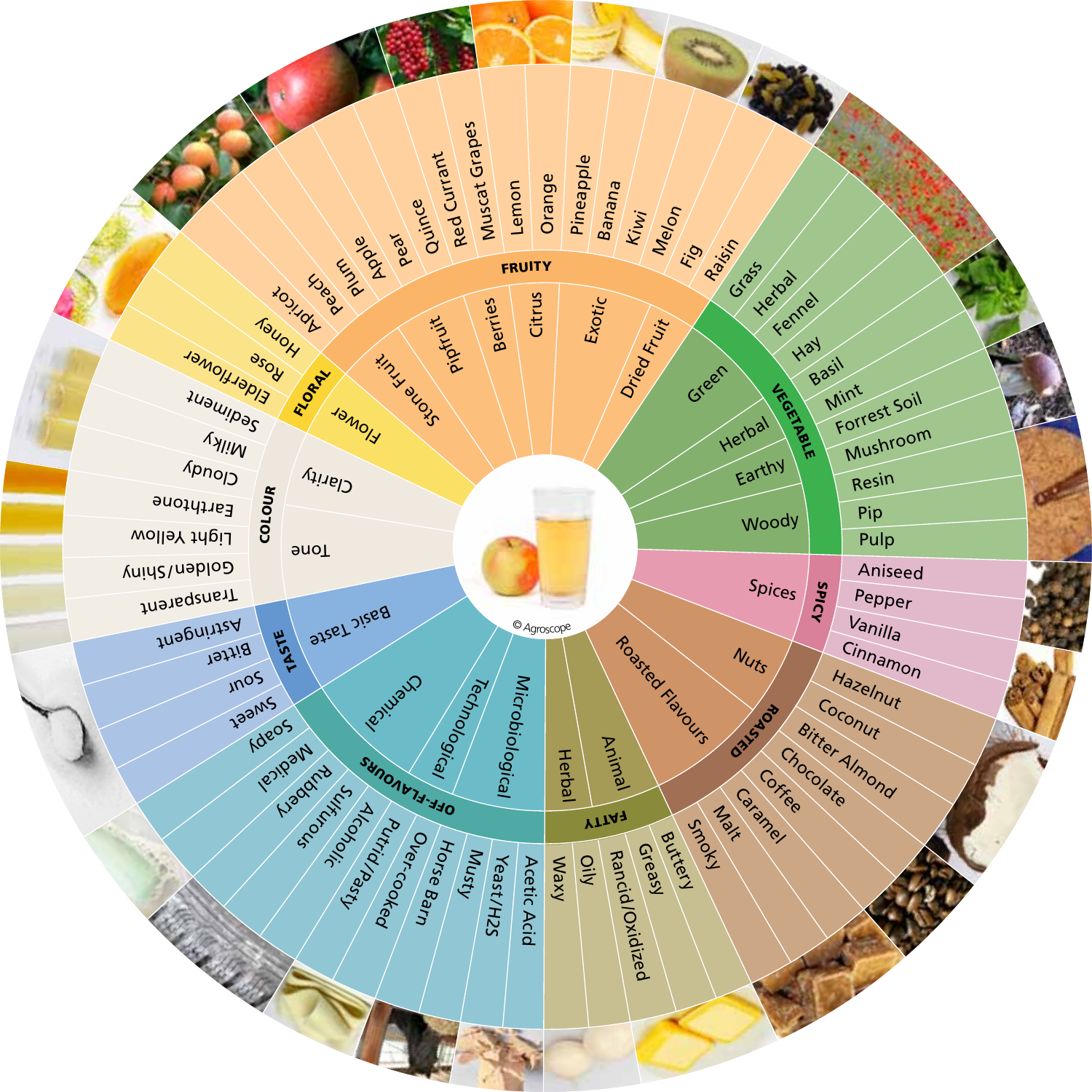- **FRUITY**
  - Stone Fruit: Apricot, Peach, Plum
  - Pipfruit: Apple, Pear, Quince
  - Berries: Red Currant, Muscat Grapes
  - Citrus: Lemon, Orange
  - Exotic: Pineapple, Banana, Kiwi, Melon
  - Dried Fruit: Fig, Raisin
- **VEGETABLE**
  - Green: Grass, Herbal, Fennel, Hay
  - Herbal: Basil, Mint
  - Earthy: Forrest Soil, Mushroom
  - Woody: Resin, Pip, Pulp
- **SPICY**
  - Spices: Aniseed, Pepper, Vanilla, Cinnamon
- **ROASTED**
  - Nuts: Hazelnut, Coconut, Bitter Almond
  - Roasted Flavours: Chocolate, Coffee, Caramel, Malt, Smoky
- **FATTY**
  - Animal: Buttery, Greasy, Rancid/Oxidized
  - Herbal: Oily, Waxy
- **OFF-FLAVOURS**
  - Microbiological: Acetic Acid, Yeast/$H_2S$, Musty, Horse Barn
  - Technological: Over-cooked, Putrid/Pasty, Alcoholic
  - Chemical: Sulfurous, Rubbery, Medical, Soapy
- **TASTE**
  - Basic Taste: Sweet, Sour, Bitter, Astringent
- **COLOUR**
  - Tone: Transparent, Golden/Shiny, Light Yellow, Earthtone
  - Clarity: Cloudy, Milky, Sediment
- **FLORAL**
  - Flower: Elderflower, Rose, Honey

© Agroscope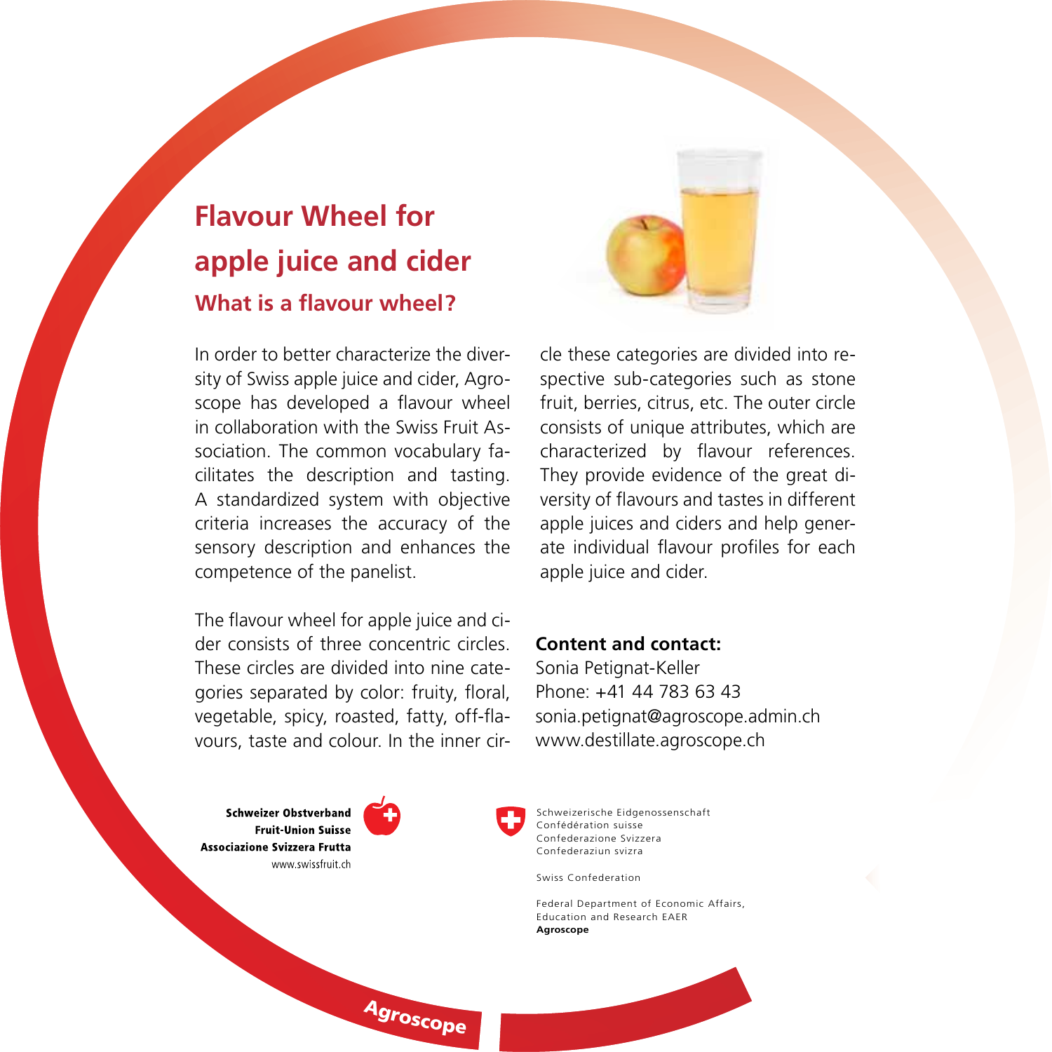# Flavour Wheel for apple juice and cider

## What is a flavour wheel?

In order to better characterize the diversity of Swiss apple juice and cider, Agroscope has developed a flavour wheel in collaboration with the Swiss Fruit Association. The common vocabulary facilitates the description and tasting. A standardized system with objective criteria increases the accuracy of the sensory description and enhances the competence of the panelist.

The flavour wheel for apple juice and cider consists of three concentric circles. These circles are divided into nine categories separated by color: fruity, floral, vegetable, spicy, roasted, fatty, off-flavours, taste and colour. In the inner circle these categories are divided into respective sub-categories such as stone fruit, berries, citrus, etc. The outer circle consists of unique attributes, which are characterized by flavour references. They provide evidence of the great diversity of flavours and tastes in different apple juices and ciders and help generate individual flavour profiles for each apple juice and cider.

**Content and contact:**
Sonia Petignat-Keller
Phone: +41 44 783 63 43
sonia.petignat@agroscope.admin.ch
www.destillate.agroscope.ch

**Schweizer Obstverband**
**Fruit-Union Suisse**
**Associazione Svizzera Frutta**
www.swissfruit.ch

Schweizerische Eidgenossenschaft
Confédération suisse
Confederazione Svizzera
Confederaziun svizra

Swiss Confederation

Federal Department of Economic Affairs,
Education and Research EAER
**Agroscope**

Agroscope